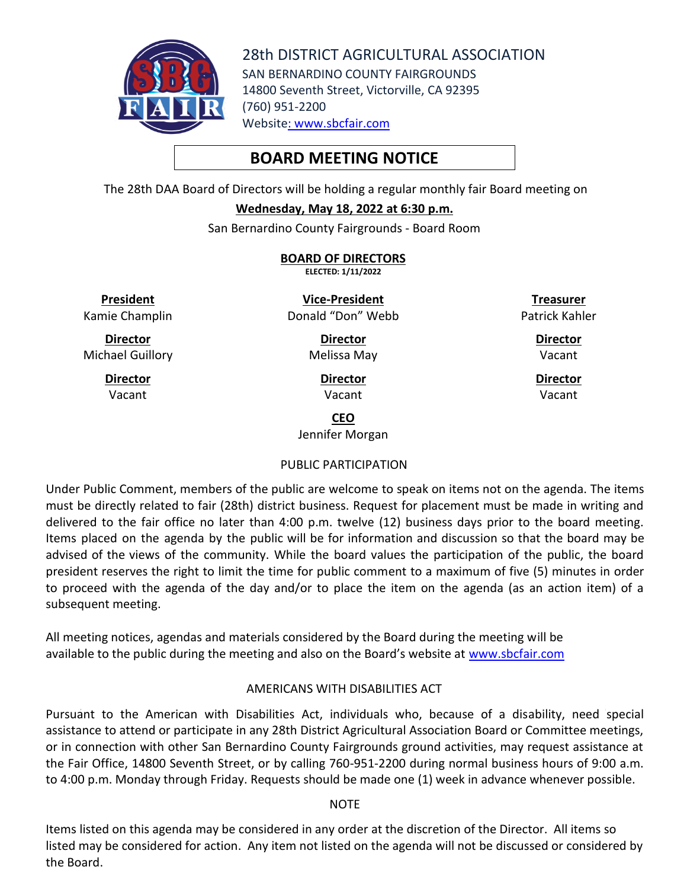# 28th DISTRICT AGRICULTURAL ASSOCIATION

SAN BERNARDINO COUNTY FAIRGROUNDS
14800 Seventh Street, Victorville, CA 92395
(760) 951-2200
Website: www.sbcfair.com

## BOARD MEETING NOTICE

The 28th DAA Board of Directors will be holding a regular monthly fair Board meeting on

**Wednesday, May 18, 2022 at 6:30 p.m.**

San Bernardino County Fairgrounds - Board Room

### BOARD OF DIRECTORS

**ELECTED: 1/11/2022**

| President | Vice-President | Treasurer |
|---|---|---|
| Kamie Champlin | Donald "Don" Webb | Patrick Kahler |
| **Director** | **Director** | **Director** |
| Michael Guillory | Melissa May | Vacant |
| **Director** | **Director** | **Director** |
| Vacant | Vacant | Vacant |

**CEO**
Jennifer Morgan

### PUBLIC PARTICIPATION

Under Public Comment, members of the public are welcome to speak on items not on the agenda. The items must be directly related to fair (28th) district business. Request for placement must be made in writing and delivered to the fair office no later than 4:00 p.m. twelve (12) business days prior to the board meeting. Items placed on the agenda by the public will be for information and discussion so that the board may be advised of the views of the community. While the board values the participation of the public, the board president reserves the right to limit the time for public comment to a maximum of five (5) minutes in order to proceed with the agenda of the day and/or to place the item on the agenda (as an action item) of a subsequent meeting.

All meeting notices, agendas and materials considered by the Board during the meeting will be available to the public during the meeting and also on the Board's website at www.sbcfair.com

### AMERICANS WITH DISABILITIES ACT

Pursuant to the American with Disabilities Act, individuals who, because of a disability, need special assistance to attend or participate in any 28th District Agricultural Association Board or Committee meetings, or in connection with other San Bernardino County Fairgrounds ground activities, may request assistance at the Fair Office, 14800 Seventh Street, or by calling 760-951-2200 during normal business hours of 9:00 a.m. to 4:00 p.m. Monday through Friday. Requests should be made one (1) week in advance whenever possible.

### NOTE

Items listed on this agenda may be considered in any order at the discretion of the Director. All items so listed may be considered for action. Any item not listed on the agenda will not be discussed or considered by the Board.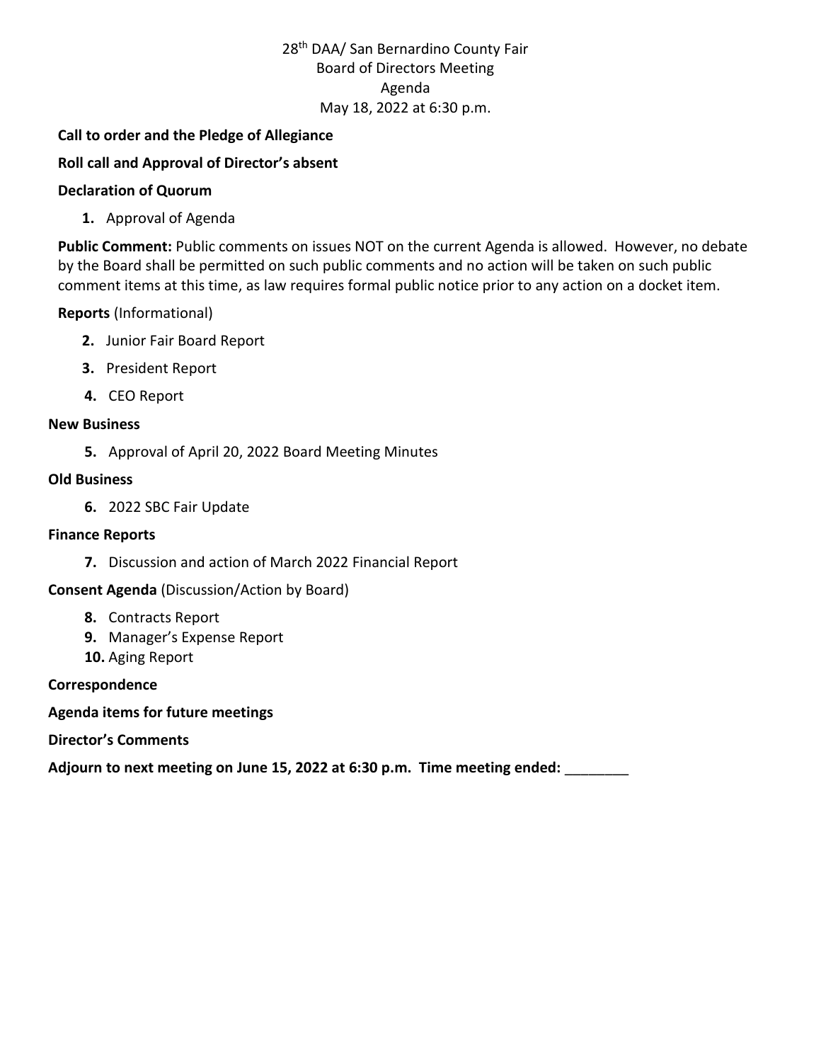28th DAA/ San Bernardino County Fair
Board of Directors Meeting
Agenda
May 18, 2022 at 6:30 p.m.

**Call to order and the Pledge of Allegiance**

**Roll call and Approval of Director's absent**

**Declaration of Quorum**

1. Approval of Agenda

**Public Comment:** Public comments on issues NOT on the current Agenda is allowed. However, no debate by the Board shall be permitted on such public comments and no action will be taken on such public comment items at this time, as law requires formal public notice prior to any action on a docket item.

**Reports** (Informational)

2. Junior Fair Board Report
3. President Report
4. CEO Report

**New Business**

5. Approval of April 20, 2022 Board Meeting Minutes

**Old Business**

6. 2022 SBC Fair Update

**Finance Reports**

7. Discussion and action of March 2022 Financial Report

**Consent Agenda** (Discussion/Action by Board)

8. Contracts Report
9. Manager's Expense Report
10. Aging Report

**Correspondence**

**Agenda items for future meetings**

**Director's Comments**

**Adjourn to next meeting on June 15, 2022 at 6:30 p.m. Time meeting ended: ________**